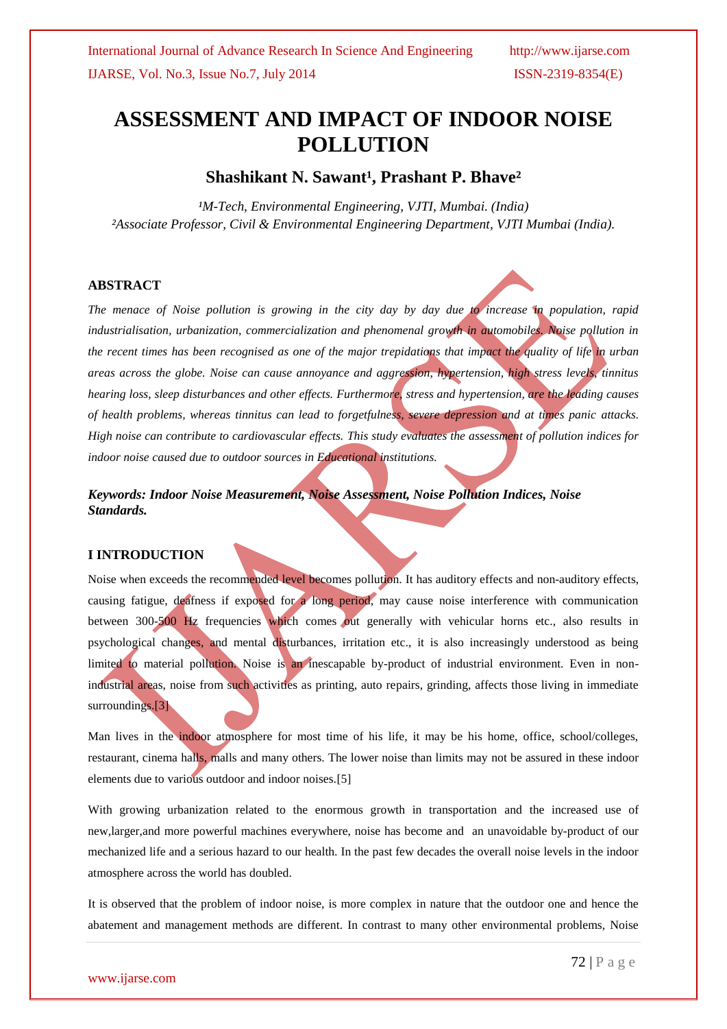# ASSESSMENT AND IMPACT OF INDOOR NOISE POLLUTION

## Shashikant N. Sawant[1], Prashant P. Bhave[2]

*[1]M-Tech, Environmental Engineering, VJTI, Mumbai. (India)*
*[2]Associate Professor, Civil & Environmental Engineering Department, VJTI Mumbai (India).*

### ABSTRACT

*The menace of Noise pollution is growing in the city day by day due to increase in population, rapid industrialisation, urbanization, commercialization and phenomenal growth in automobiles. Noise pollution in the recent times has been recognised as one of the major trepidations that impact the quality of life in urban areas across the globe. Noise can cause annoyance and aggression, hypertension, high stress levels, tinnitus hearing loss, sleep disturbances and other effects. Furthermore, stress and hypertension, are the leading causes of health problems, whereas tinnitus can lead to forgetfulness, severe depression and at times panic attacks. High noise can contribute to cardiovascular effects. This study evaluates the assessment of pollution indices for indoor noise caused due to outdoor sources in Educational institutions.*

***Keywords: Indoor Noise Measurement, Noise Assessment, Noise Pollution Indices, Noise Standards.***

### I INTRODUCTION

Noise when exceeds the recommended level becomes pollution. It has auditory effects and non-auditory effects, causing fatigue, deafness if exposed for a long period, may cause noise interference with communication between 300-500 Hz frequencies which comes out generally with vehicular horns etc., also results in psychological changes, and mental disturbances, irritation etc., it is also increasingly understood as being limited to material pollution. Noise is an inescapable by-product of industrial environment. Even in non-industrial areas, noise from such activities as printing, auto repairs, grinding, affects those living in immediate surroundings.[3]

Man lives in the indoor atmosphere for most time of his life, it may be his home, office, school/colleges, restaurant, cinema halls, malls and many others. The lower noise than limits may not be assured in these indoor elements due to various outdoor and indoor noises.[5]

With growing urbanization related to the enormous growth in transportation and the increased use of new,larger,and more powerful machines everywhere, noise has become and an unavoidable by-product of our mechanized life and a serious hazard to our health. In the past few decades the overall noise levels in the indoor atmosphere across the world has doubled.

It is observed that the problem of indoor noise, is more complex in nature that the outdoor one and hence the abatement and management methods are different. In contrast to many other environmental problems, Noise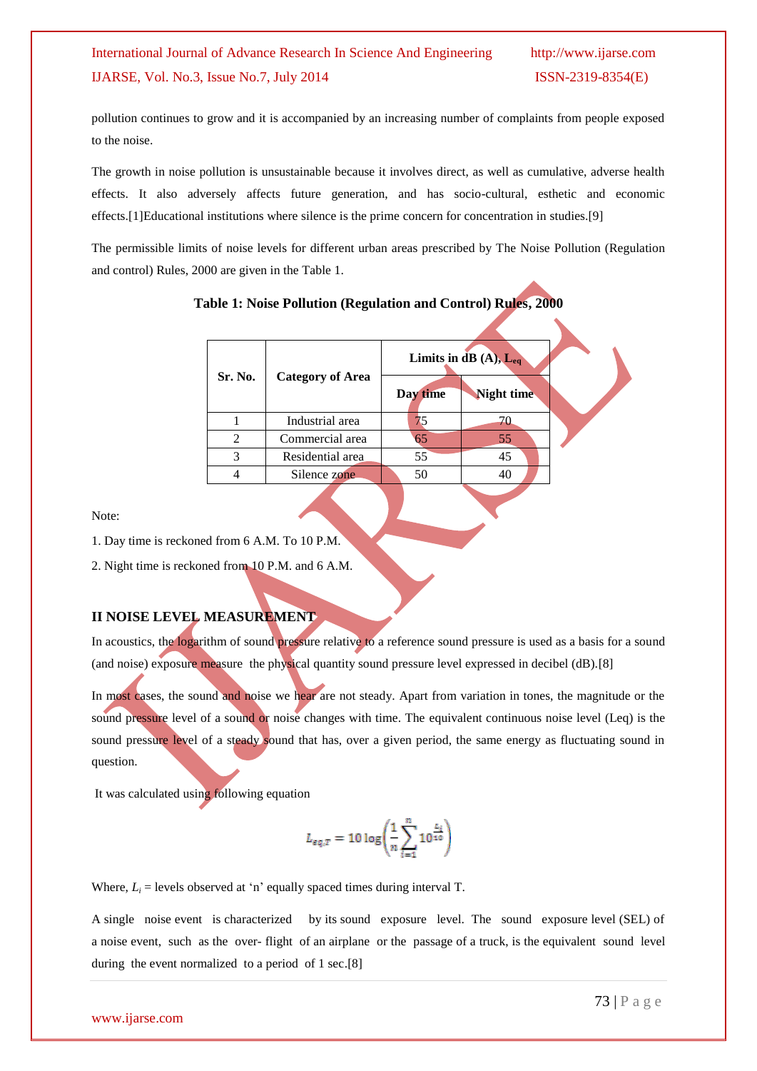pollution continues to grow and it is accompanied by an increasing number of complaints from people exposed to the noise.

The growth in noise pollution is unsustainable because it involves direct, as well as cumulative, adverse health effects. It also adversely affects future generation, and has socio-cultural, esthetic and economic effects.[1]Educational institutions where silence is the prime concern for concentration in studies.[9]

The permissible limits of noise levels for different urban areas prescribed by The Noise Pollution (Regulation and control) Rules, 2000 are given in the Table 1.

**Table 1: Noise Pollution (Regulation and Control) Rules, 2000**

| Sr. No. | Category of Area | Limits in dB (A), $L_{eq}$ | |
|---|---|---|---|
| | | Day time | Night time |
| 1 | Industrial area | 75 | 70 |
| 2 | Commercial area | 65 | 55 |
| 3 | Residential area | 55 | 45 |
| 4 | Silence zone | 50 | 40 |

Note:

1. Day time is reckoned from 6 A.M. To 10 P.M.

2. Night time is reckoned from 10 P.M. and 6 A.M.

## II NOISE LEVEL MEASUREMENT

In acoustics, the logarithm of sound pressure relative to a reference sound pressure is used as a basis for a sound (and noise) exposure measure the physical quantity sound pressure level expressed in decibel (dB).[8]

In most cases, the sound and noise we hear are not steady. Apart from variation in tones, the magnitude or the sound pressure level of a sound or noise changes with time. The equivalent continuous noise level (Leq) is the sound pressure level of a steady sound that has, over a given period, the same energy as fluctuating sound in question.

It was calculated using following equation

$$L_{eq,T} = 10\log\left(\frac{1}{n}\sum_{i=1}^{n}10^{\frac{L_i}{10}}\right)$$

Where, $L_i$ = levels observed at 'n' equally spaced times during interval T.

A single noise event is characterized by its sound exposure level. The sound exposure level (SEL) of a noise event, such as the over- flight of an airplane or the passage of a truck, is the equivalent sound level during the event normalized to a period of 1 sec.[8]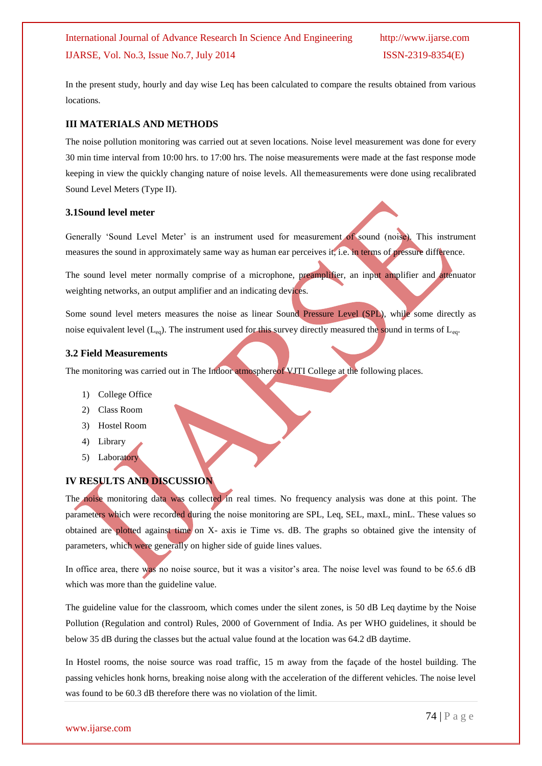In the present study, hourly and day wise Leq has been calculated to compare the results obtained from various locations.

## III MATERIALS AND METHODS

The noise pollution monitoring was carried out at seven locations. Noise level measurement was done for every 30 min time interval from 10:00 hrs. to 17:00 hrs. The noise measurements were made at the fast response mode keeping in view the quickly changing nature of noise levels. All themeasurements were done using recalibrated Sound Level Meters (Type II).

### 3.1Sound level meter

Generally 'Sound Level Meter' is an instrument used for measurement of sound (noise). This instrument measures the sound in approximately same way as human ear perceives it, i.e. in terms of pressure difference.

The sound level meter normally comprise of a microphone, preamplifier, an input amplifier and attenuator weighting networks, an output amplifier and an indicating devices.

Some sound level meters measures the noise as linear Sound Pressure Level (SPL), while some directly as noise equivalent level ($L_{eq}$). The instrument used for this survey directly measured the sound in terms of $L_{eq}$.

### 3.2 Field Measurements

The monitoring was carried out in The Indoor atmosphereof VJTI College at the following places.

1) College Office
2) Class Room
3) Hostel Room
4) Library
5) Laboratory

## IV RESULTS AND DISCUSSION

The noise monitoring data was collected in real times. No frequency analysis was done at this point. The parameters which were recorded during the noise monitoring are SPL, Leq, SEL, maxL, minL. These values so obtained are plotted against time on X- axis ie Time vs. dB. The graphs so obtained give the intensity of parameters, which were generally on higher side of guide lines values.

In office area, there was no noise source, but it was a visitor's area. The noise level was found to be 65.6 dB which was more than the guideline value.

The guideline value for the classroom, which comes under the silent zones, is 50 dB Leq daytime by the Noise Pollution (Regulation and control) Rules, 2000 of Government of India. As per WHO guidelines, it should be below 35 dB during the classes but the actual value found at the location was 64.2 dB daytime.

In Hostel rooms, the noise source was road traffic, 15 m away from the façade of the hostel building. The passing vehicles honk horns, breaking noise along with the acceleration of the different vehicles. The noise level was found to be 60.3 dB therefore there was no violation of the limit.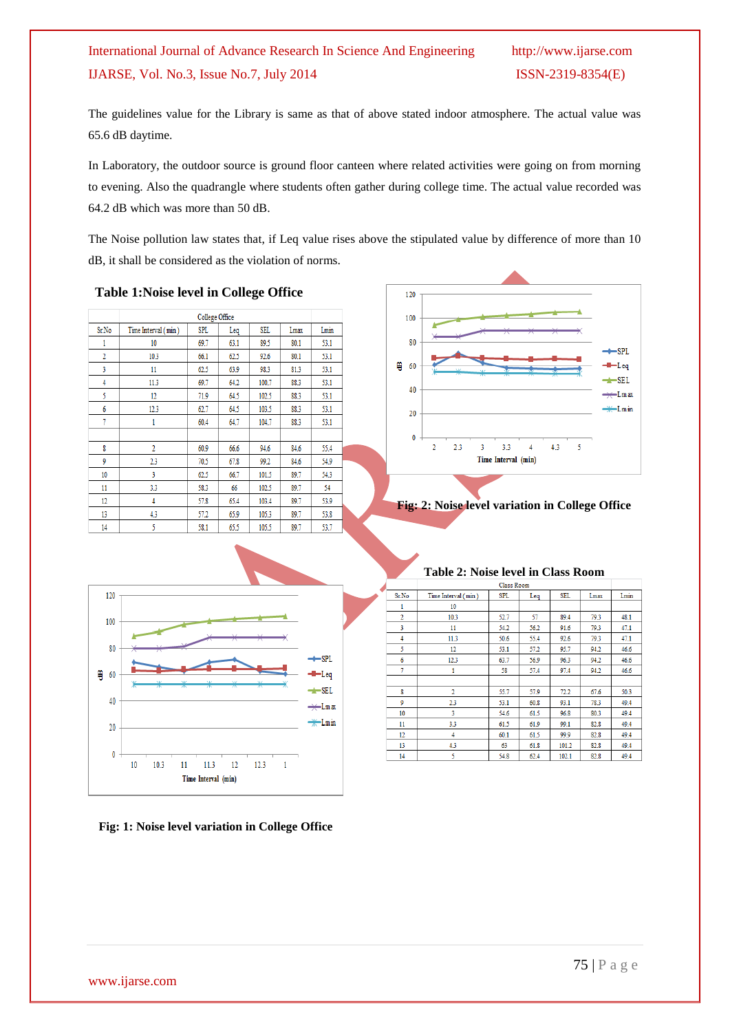The guidelines value for the Library is same as that of above stated indoor atmosphere. The actual value was 65.6 dB daytime.

In Laboratory, the outdoor source is ground floor canteen where related activities were going on from morning to evening. Also the quadrangle where students often gather during college time. The actual value recorded was 64.2 dB which was more than 50 dB.

The Noise pollution law states that, if Leq value rises above the stipulated value by difference of more than 10 dB, it shall be considered as the violation of norms.

**Table 1:Noise level in College Office**

| | | College Office | | | | |
|---|---|---|---|---|---|---|
| Sr.No | Time Interval (min) | SPL | Leq | SEL | Lmax | Lmin |
| 1 | 10 | 69.7 | 63.1 | 89.5 | 80.1 | 53.1 |
| 2 | 10.3 | 66.1 | 62.5 | 92.6 | 80.1 | 53.1 |
| 3 | 11 | 62.5 | 63.9 | 98.3 | 81.3 | 53.1 |
| 4 | 11.3 | 69.7 | 64.2 | 100.7 | 88.3 | 53.1 |
| 5 | 12 | 71.9 | 64.5 | 102.5 | 88.3 | 53.1 |
| 6 | 12.3 | 62.7 | 64.5 | 103.5 | 88.3 | 53.1 |
| 7 | 1 | 60.4 | 64.7 | 104.7 | 88.3 | 53.1 |
| | | | | | | |
| 8 | 2 | 60.9 | 66.6 | 94.6 | 84.6 | 55.4 |
| 9 | 2.3 | 70.5 | 67.8 | 99.2 | 84.6 | 54.9 |
| 10 | 3 | 62.5 | 66.7 | 101.5 | 89.7 | 54.3 |
| 11 | 3.3 | 58.3 | 66 | 102.5 | 89.7 | 54 |
| 12 | 4 | 57.8 | 65.4 | 103.4 | 89.7 | 53.9 |
| 13 | 4.3 | 57.2 | 65.9 | 105.3 | 89.7 | 53.8 |
| 14 | 5 | 58.1 | 65.5 | 105.5 | 89.7 | 53.7 |

**Fig: 2: Noise level variation in College Office**

**Table 2: Noise level in Class Room**

| | | Class Room | | | | |
|---|---|---|---|---|---|---|
| Sr.No | Time Interval (min) | SPL | Leq | SEL | Lmax | Lmin |
| 1 | 10 | | | | | |
| 2 | 10.3 | 52.7 | 57 | 89.4 | 79.3 | 48.1 |
| 3 | 11 | 54.2 | 56.2 | 91.6 | 79.3 | 47.1 |
| 4 | 11.3 | 50.6 | 55.4 | 92.6 | 79.3 | 47.1 |
| 5 | 12 | 53.1 | 57.2 | 95.7 | 94.2 | 46.6 |
| 6 | 12.3 | 63.7 | 56.9 | 96.3 | 94.2 | 46.6 |
| 7 | 1 | 58 | 57.4 | 97.4 | 94.2 | 46.6 |
| | | | | | | |
| 8 | 2 | 55.7 | 57.9 | 72.2 | 67.6 | 50.3 |
| 9 | 2.3 | 53.1 | 60.8 | 93.1 | 78.3 | 49.4 |
| 10 | 3 | 54.6 | 61.5 | 96.8 | 80.3 | 49.4 |
| 11 | 3.3 | 61.5 | 61.9 | 99.1 | 82.8 | 49.4 |
| 12 | 4 | 60.1 | 61.5 | 99.9 | 82.8 | 49.4 |
| 13 | 4.3 | 63 | 61.8 | 101.2 | 82.8 | 49.4 |
| 14 | 5 | 54.8 | 62.4 | 102.1 | 82.8 | 49.4 |

**Fig: 1: Noise level variation in College Office**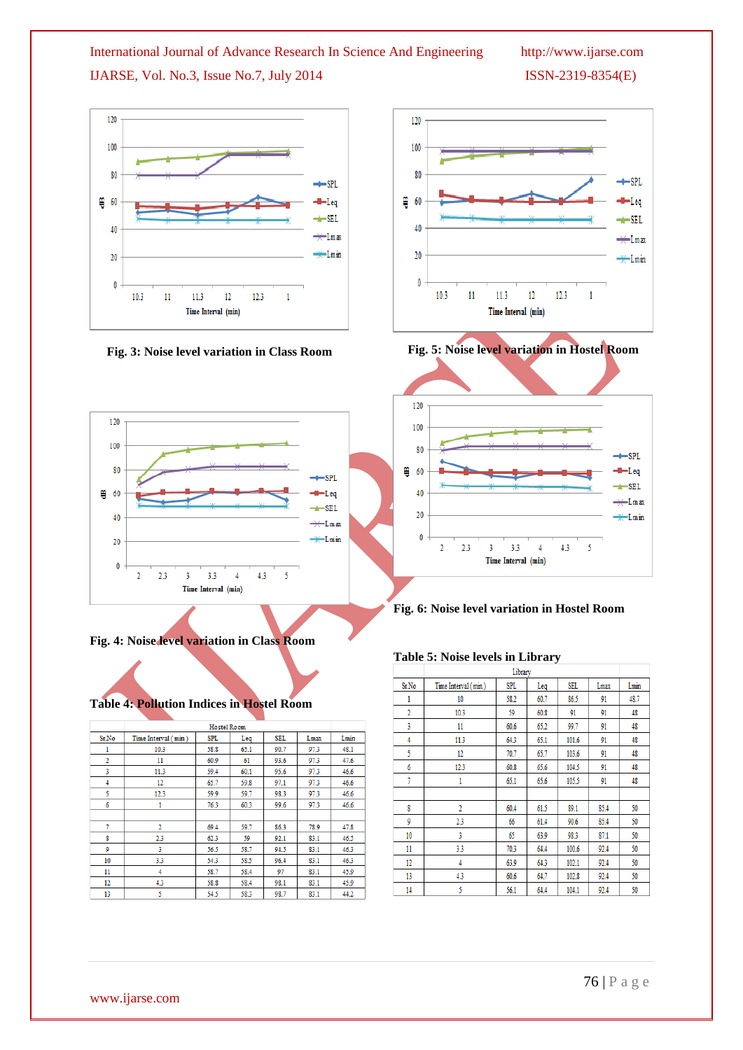Fig. 3: Noise level variation in Class Room

Fig. 5: Noise level variation in Hostel Room

Fig. 4: Noise level variation in Class Room

Fig. 6: Noise level variation in Hostel Room

Table 5: Noise levels in Library

| Library | | | | | | | |
|---|---|---|---|---|---|---|---|
| Sr.No | Time Interval ( min ) | SPL | Leq | SEL | Lmax | Lmin | |
| 1 | 10 | 58.2 | 60.7 | 86.5 | 91 | 48.7 | |
| 2 | 10.3 | 59 | 60.8 | 91 | 91 | 48 | |
| 3 | 11 | 60.6 | 65.2 | 99.7 | 91 | 48 | |
| 4 | 11.3 | 64.3 | 65.1 | 101.6 | 91 | 48 | |
| 5 | 12 | 70.7 | 65.7 | 103.6 | 91 | 48 | |
| 6 | 12.3 | 60.8 | 65.6 | 104.5 | 91 | 48 | |
| 7 | 1 | 65.1 | 65.6 | 105.5 | 91 | 48 | |
| | | | | | | | |
| 8 | 2 | 60.4 | 61.5 | 89.1 | 85.4 | 50 | |
| 9 | 2.3 | 66 | 61.4 | 90.6 | 85.4 | 50 | |
| 10 | 3 | 65 | 63.9 | 98.5 | 87.1 | 50 | |
| 11 | 3.3 | 70.3 | 64.4 | 100.6 | 92.4 | 50 | |
| 12 | 4 | 63.9 | 64.3 | 102.1 | 92.4 | 50 | |
| 13 | 4.3 | 60.6 | 64.7 | 102.8 | 92.4 | 50 | |
| 14 | 5 | 56.1 | 64.4 | 104.1 | 92.4 | 50 | |

Table 4: Pollution Indices in Hostel Room

| Hostel Room | | | | | | |
|---|---|---|---|---|---|---|
| Sr.No | Time Interval ( min ) | SPL | Leq | SEL | Lmax | Lmin |
| 1 | 10.3 | 58.8 | 65.1 | 90.7 | 97.3 | 48.1 |
| 2 | 11 | 60.9 | 61 | 93.6 | 97.3 | 47.6 |
| 3 | 11.3 | 59.4 | 60.1 | 95.6 | 97.3 | 46.6 |
| 4 | 12 | 65.7 | 59.8 | 97.1 | 97.3 | 46.6 |
| 5 | 12.3 | 59.9 | 59.7 | 98.3 | 97.3 | 46.6 |
| 6 | 1 | 76.3 | 60.3 | 99.6 | 97.3 | 46.6 |
| | | | | | | |
| 7 | 2 | 69.4 | 59.7 | 86.3 | 78.9 | 47.8 |
| 8 | 2.3 | 62.3 | 59 | 92.1 | 83.1 | 46.5 |
| 9 | 3 | 56.5 | 58.7 | 94.5 | 83.1 | 46.3 |
| 10 | 3.3 | 54.3 | 58.5 | 96.4 | 83.1 | 46.3 |
| 11 | 4 | 58.7 | 58.4 | 97 | 83.1 | 45.9 |
| 12 | 4.3 | 58.8 | 58.4 | 98.1 | 83.1 | 45.9 |
| 13 | 5 | 54.5 | 58.3 | 98.7 | 83.1 | 44.2 |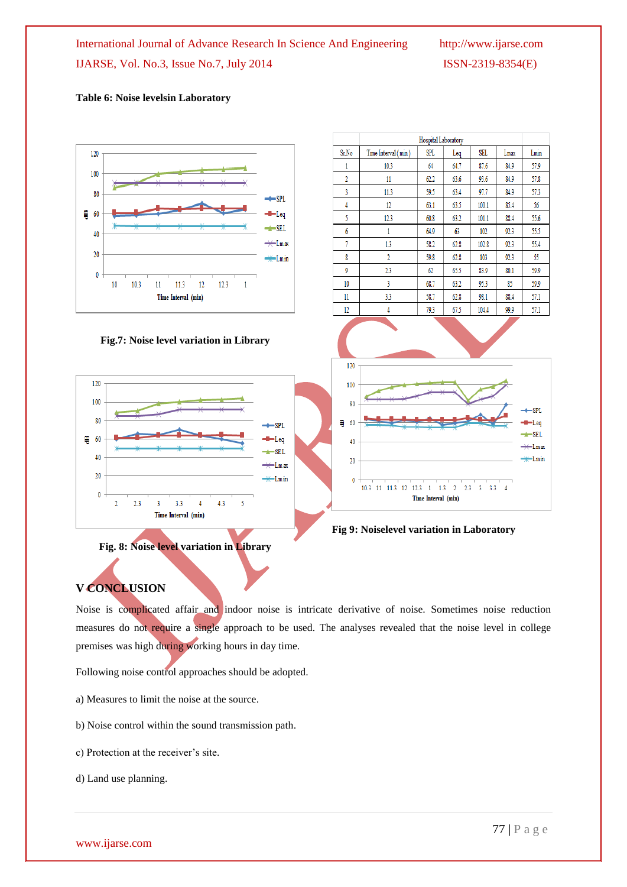**Table 6: Noise levelsin Laboratory**

| Hospital Laboratory | | | | | | |
|---|---|---|---|---|---|---|
| Sr.No | Time Interval (min) | SPL | Leq | SEL | Lmax | Lmin |
| 1 | 10.3 | 64 | 64.7 | 87.6 | 84.9 | 57.9 |
| 2 | 11 | 62.2 | 63.6 | 93.6 | 84.9 | 57.8 |
| 3 | 11.3 | 59.5 | 63.4 | 97.7 | 84.9 | 57.3 |
| 4 | 12 | 63.1 | 63.5 | 100.1 | 85.4 | 56 |
| 5 | 12.3 | 60.8 | 63.2 | 101.1 | 88.4 | 55.6 |
| 6 | 1 | 64.9 | 63 | 102 | 92.3 | 55.5 |
| 7 | 1.3 | 58.2 | 62.8 | 102.8 | 92.3 | 55.4 |
| 8 | 2 | 59.8 | 62.8 | 103 | 92.3 | 55 |
| 9 | 2.3 | 62 | 65.5 | 83.9 | 80.1 | 59.9 |
| 10 | 3 | 68.7 | 63.2 | 95.3 | 85 | 59.9 |
| 11 | 3.3 | 58.7 | 62.8 | 98.1 | 88.4 | 57.1 |
| 12 | 4 | 79.3 | 67.5 | 104.4 | 99.9 | 57.1 |

**Fig.7: Noise level variation in Library**

**Fig. 8: Noise level variation in Library**

**Fig 9: Noiselevel variation in Laboratory**

## V CONCLUSION

Noise is complicated affair and indoor noise is intricate derivative of noise. Sometimes noise reduction measures do not require a single approach to be used. The analyses revealed that the noise level in college premises was high during working hours in day time.

Following noise control approaches should be adopted.

a) Measures to limit the noise at the source.

b) Noise control within the sound transmission path.

c) Protection at the receiver's site.

d) Land use planning.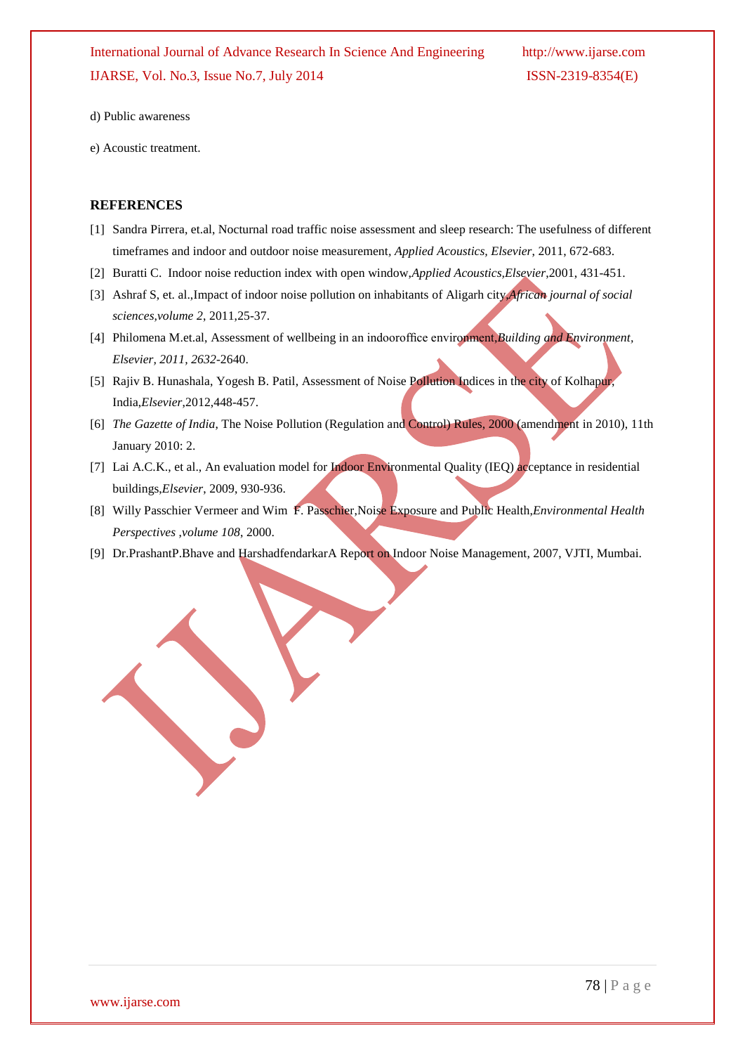d) Public awareness

e) Acoustic treatment.

## REFERENCES

[1] Sandra Pirrera, et.al, Nocturnal road traffic noise assessment and sleep research: The usefulness of different timeframes and indoor and outdoor noise measurement, *Applied Acoustics, Elsevier*, 2011, 672-683.

[2] Buratti C. Indoor noise reduction index with open window,*Applied Acoustics,Elsevier*,2001, 431-451.

[3] Ashraf S, et. al.,Impact of indoor noise pollution on inhabitants of Aligarh city,*African journal of social sciences,volume 2*, 2011,25-37.

[4] Philomena M.et.al, Assessment of wellbeing in an indooroffice environment,*Building and Environment, Elsevier, 2011, 2632*-2640.

[5] Rajiv B. Hunashala, Yogesh B. Patil, Assessment of Noise Pollution Indices in the city of Kolhapur, India,*Elsevier*,2012,448-457.

[6] *The Gazette of India*, The Noise Pollution (Regulation and Control) Rules, 2000 (amendment in 2010), 11th January 2010: 2.

[7] Lai A.C.K., et al., An evaluation model for Indoor Environmental Quality (IEQ) acceptance in residential buildings,*Elsevier*, 2009, 930-936.

[8] Willy Passchier Vermeer and Wim F. Passchier,Noise Exposure and Public Health,*Environmental Health Perspectives ,volume 108*, 2000.

[9] Dr.PrashantP.Bhave and HarshadfendarkarA Report on Indoor Noise Management, 2007, VJTI, Mumbai.